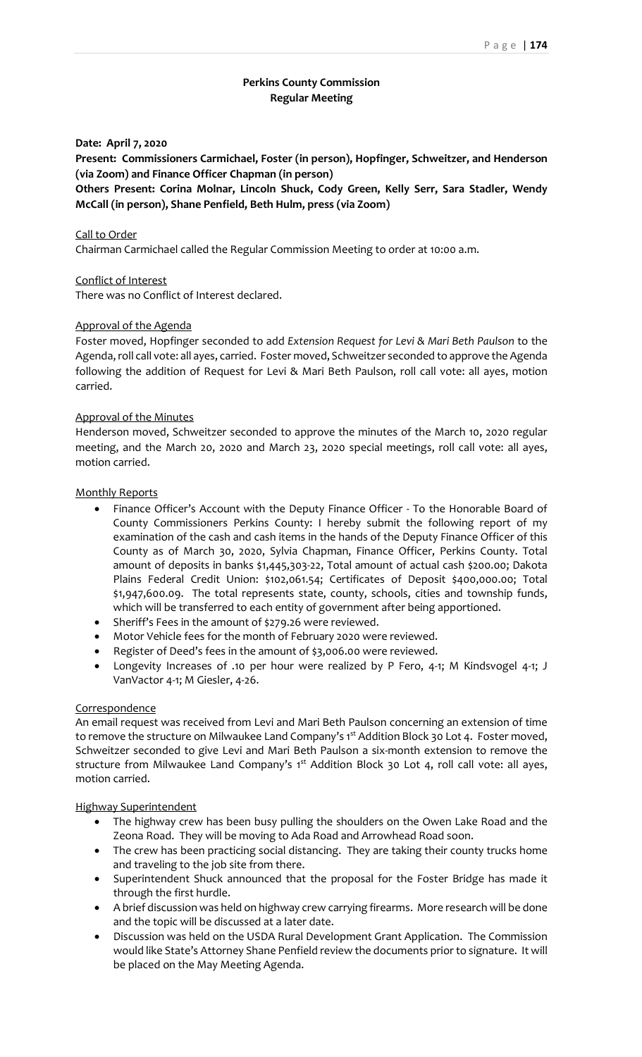**Perkins County Commission**
**Regular Meeting**

**Date: April 7, 2020**

**Present: Commissioners Carmichael, Foster (in person), Hopfinger, Schweitzer, and Henderson (via Zoom) and Finance Officer Chapman (in person)**

**Others Present: Corina Molnar, Lincoln Shuck, Cody Green, Kelly Serr, Sara Stadler, Wendy McCall (in person), Shane Penfield, Beth Hulm, press (via Zoom)**

Call to Order

Chairman Carmichael called the Regular Commission Meeting to order at 10:00 a.m.

Conflict of Interest

There was no Conflict of Interest declared.

Approval of the Agenda

Foster moved, Hopfinger seconded to add *Extension Request for Levi & Mari Beth Paulson* to the Agenda, roll call vote: all ayes, carried. Foster moved, Schweitzer seconded to approve the Agenda following the addition of Request for Levi & Mari Beth Paulson, roll call vote: all ayes, motion carried.

Approval of the Minutes

Henderson moved, Schweitzer seconded to approve the minutes of the March 10, 2020 regular meeting, and the March 20, 2020 and March 23, 2020 special meetings, roll call vote: all ayes, motion carried.

Monthly Reports

- Finance Officer's Account with the Deputy Finance Officer - To the Honorable Board of County Commissioners Perkins County: I hereby submit the following report of my examination of the cash and cash items in the hands of the Deputy Finance Officer of this County as of March 30, 2020, Sylvia Chapman, Finance Officer, Perkins County. Total amount of deposits in banks $1,445,303-22, Total amount of actual cash $200.00; Dakota Plains Federal Credit Union: $102,061.54; Certificates of Deposit $400,000.00; Total $1,947,600.09. The total represents state, county, schools, cities and township funds, which will be transferred to each entity of government after being apportioned.
- Sheriff's Fees in the amount of $279.26 were reviewed.
- Motor Vehicle fees for the month of February 2020 were reviewed.
- Register of Deed's fees in the amount of $3,006.00 were reviewed.
- Longevity Increases of .10 per hour were realized by P Fero, 4-1; M Kindsvogel 4-1; J VanVactor 4-1; M Giesler, 4-26.

Correspondence

An email request was received from Levi and Mari Beth Paulson concerning an extension of time to remove the structure on Milwaukee Land Company's 1st Addition Block 30 Lot 4. Foster moved, Schweitzer seconded to give Levi and Mari Beth Paulson a six-month extension to remove the structure from Milwaukee Land Company's 1st Addition Block 30 Lot 4, roll call vote: all ayes, motion carried.

Highway Superintendent

- The highway crew has been busy pulling the shoulders on the Owen Lake Road and the Zeona Road. They will be moving to Ada Road and Arrowhead Road soon.
- The crew has been practicing social distancing. They are taking their county trucks home and traveling to the job site from there.
- Superintendent Shuck announced that the proposal for the Foster Bridge has made it through the first hurdle.
- A brief discussion was held on highway crew carrying firearms. More research will be done and the topic will be discussed at a later date.
- Discussion was held on the USDA Rural Development Grant Application. The Commission would like State's Attorney Shane Penfield review the documents prior to signature. It will be placed on the May Meeting Agenda.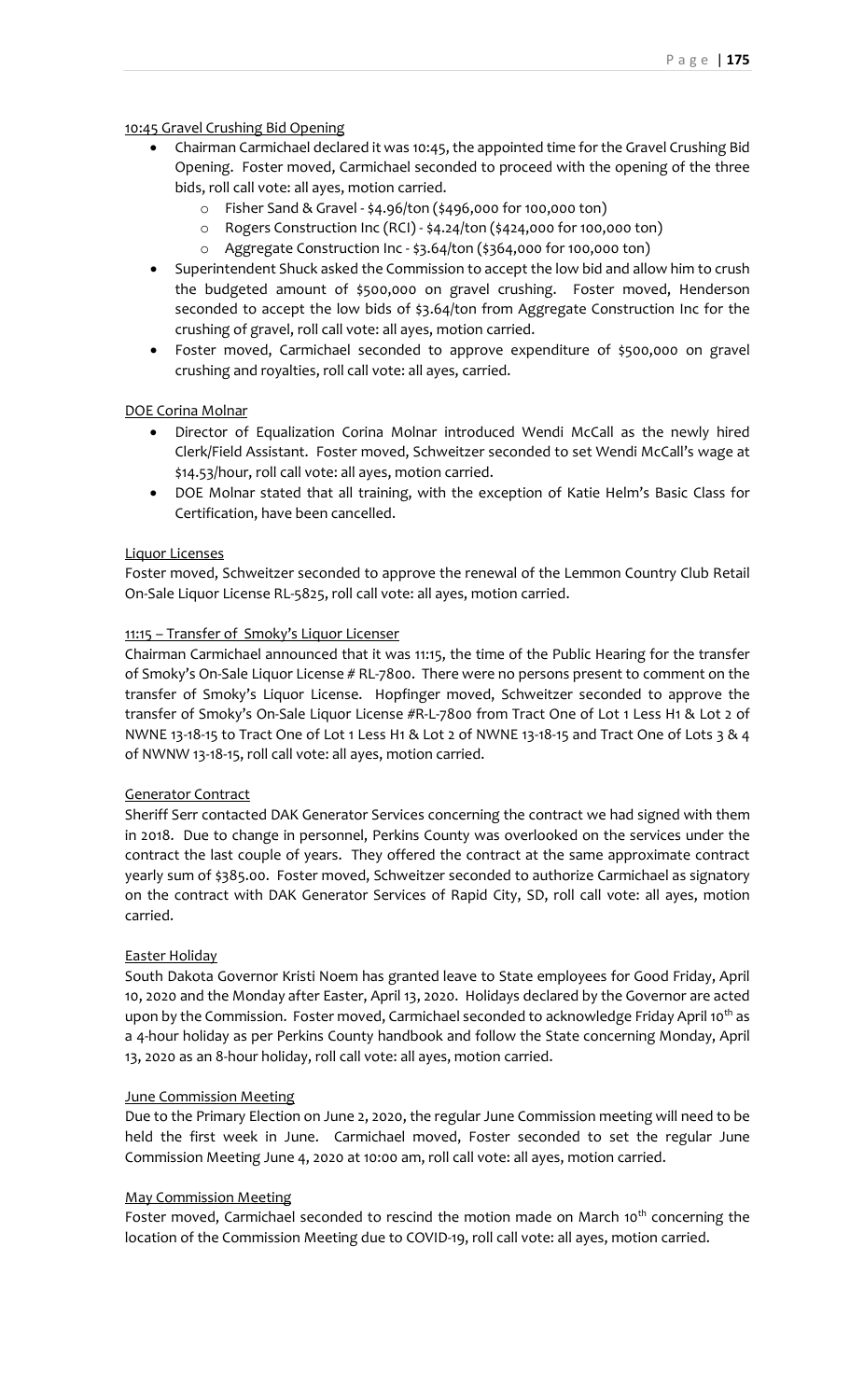10:45 Gravel Crushing Bid Opening

- Chairman Carmichael declared it was 10:45, the appointed time for the Gravel Crushing Bid Opening. Foster moved, Carmichael seconded to proceed with the opening of the three bids, roll call vote: all ayes, motion carried.
  - Fisher Sand & Gravel - $4.96/ton ($496,000 for 100,000 ton)
  - Rogers Construction Inc (RCI) - $4.24/ton ($424,000 for 100,000 ton)
  - Aggregate Construction Inc - $3.64/ton ($364,000 for 100,000 ton)
- Superintendent Shuck asked the Commission to accept the low bid and allow him to crush the budgeted amount of $500,000 on gravel crushing. Foster moved, Henderson seconded to accept the low bids of $3.64/ton from Aggregate Construction Inc for the crushing of gravel, roll call vote: all ayes, motion carried.
- Foster moved, Carmichael seconded to approve expenditure of $500,000 on gravel crushing and royalties, roll call vote: all ayes, carried.

DOE Corina Molnar

- Director of Equalization Corina Molnar introduced Wendi McCall as the newly hired Clerk/Field Assistant. Foster moved, Schweitzer seconded to set Wendi McCall's wage at $14.53/hour, roll call vote: all ayes, motion carried.
- DOE Molnar stated that all training, with the exception of Katie Helm's Basic Class for Certification, have been cancelled.

Liquor Licenses

Foster moved, Schweitzer seconded to approve the renewal of the Lemmon Country Club Retail On-Sale Liquor License RL-5825, roll call vote: all ayes, motion carried.

11:15 – Transfer of Smoky's Liquor Licenser

Chairman Carmichael announced that it was 11:15, the time of the Public Hearing for the transfer of Smoky's On-Sale Liquor License # RL-7800. There were no persons present to comment on the transfer of Smoky's Liquor License. Hopfinger moved, Schweitzer seconded to approve the transfer of Smoky's On-Sale Liquor License #R-L-7800 from Tract One of Lot 1 Less H1 & Lot 2 of NWNE 13-18-15 to Tract One of Lot 1 Less H1 & Lot 2 of NWNE 13-18-15 and Tract One of Lots 3 & 4 of NWNW 13-18-15, roll call vote: all ayes, motion carried.

Generator Contract

Sheriff Serr contacted DAK Generator Services concerning the contract we had signed with them in 2018. Due to change in personnel, Perkins County was overlooked on the services under the contract the last couple of years. They offered the contract at the same approximate contract yearly sum of $385.00. Foster moved, Schweitzer seconded to authorize Carmichael as signatory on the contract with DAK Generator Services of Rapid City, SD, roll call vote: all ayes, motion carried.

Easter Holiday

South Dakota Governor Kristi Noem has granted leave to State employees for Good Friday, April 10, 2020 and the Monday after Easter, April 13, 2020. Holidays declared by the Governor are acted upon by the Commission. Foster moved, Carmichael seconded to acknowledge Friday April 10th as a 4-hour holiday as per Perkins County handbook and follow the State concerning Monday, April 13, 2020 as an 8-hour holiday, roll call vote: all ayes, motion carried.

June Commission Meeting

Due to the Primary Election on June 2, 2020, the regular June Commission meeting will need to be held the first week in June. Carmichael moved, Foster seconded to set the regular June Commission Meeting June 4, 2020 at 10:00 am, roll call vote: all ayes, motion carried.

May Commission Meeting

Foster moved, Carmichael seconded to rescind the motion made on March 10th concerning the location of the Commission Meeting due to COVID-19, roll call vote: all ayes, motion carried.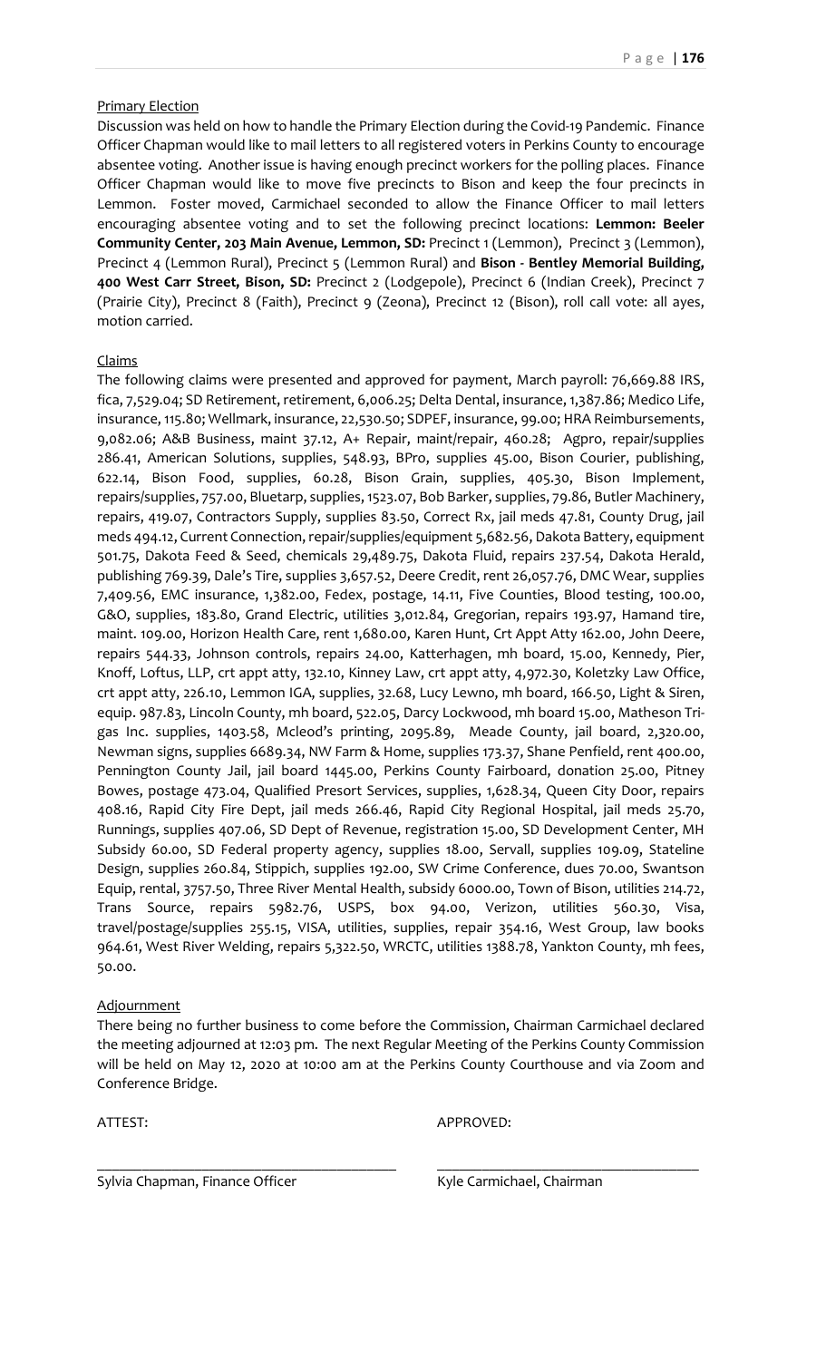Primary Election

Discussion was held on how to handle the Primary Election during the Covid-19 Pandemic. Finance Officer Chapman would like to mail letters to all registered voters in Perkins County to encourage absentee voting. Another issue is having enough precinct workers for the polling places. Finance Officer Chapman would like to move five precincts to Bison and keep the four precincts in Lemmon. Foster moved, Carmichael seconded to allow the Finance Officer to mail letters encouraging absentee voting and to set the following precinct locations: **Lemmon: Beeler Community Center, 203 Main Avenue, Lemmon, SD:** Precinct 1 (Lemmon), Precinct 3 (Lemmon), Precinct 4 (Lemmon Rural), Precinct 5 (Lemmon Rural) and **Bison - Bentley Memorial Building, 400 West Carr Street, Bison, SD:** Precinct 2 (Lodgepole), Precinct 6 (Indian Creek), Precinct 7 (Prairie City), Precinct 8 (Faith), Precinct 9 (Zeona), Precinct 12 (Bison), roll call vote: all ayes, motion carried.

Claims

The following claims were presented and approved for payment, March payroll: 76,669.88 IRS, fica, 7,529.04; SD Retirement, retirement, 6,006.25; Delta Dental, insurance, 1,387.86; Medico Life, insurance, 115.80; Wellmark, insurance, 22,530.50; SDPEF, insurance, 99.00; HRA Reimbursements, 9,082.06; A&B Business, maint 37.12, A+ Repair, maint/repair, 460.28; Agpro, repair/supplies 286.41, American Solutions, supplies, 548.93, BPro, supplies 45.00, Bison Courier, publishing, 622.14, Bison Food, supplies, 60.28, Bison Grain, supplies, 405.30, Bison Implement, repairs/supplies, 757.00, Bluetarp, supplies, 1523.07, Bob Barker, supplies, 79.86, Butler Machinery, repairs, 419.07, Contractors Supply, supplies 83.50, Correct Rx, jail meds 47.81, County Drug, jail meds 494.12, Current Connection, repair/supplies/equipment 5,682.56, Dakota Battery, equipment 501.75, Dakota Feed & Seed, chemicals 29,489.75, Dakota Fluid, repairs 237.54, Dakota Herald, publishing 769.39, Dale's Tire, supplies 3,657.52, Deere Credit, rent 26,057.76, DMC Wear, supplies 7,409.56, EMC insurance, 1,382.00, Fedex, postage, 14.11, Five Counties, Blood testing, 100.00, G&O, supplies, 183.80, Grand Electric, utilities 3,012.84, Gregorian, repairs 193.97, Hamand tire, maint. 109.00, Horizon Health Care, rent 1,680.00, Karen Hunt, Crt Appt Atty 162.00, John Deere, repairs 544.33, Johnson controls, repairs 24.00, Katterhagen, mh board, 15.00, Kennedy, Pier, Knoff, Loftus, LLP, crt appt atty, 132.10, Kinney Law, crt appt atty, 4,972.30, Koletzky Law Office, crt appt atty, 226.10, Lemmon IGA, supplies, 32.68, Lucy Lewno, mh board, 166.50, Light & Siren, equip. 987.83, Lincoln County, mh board, 522.05, Darcy Lockwood, mh board 15.00, Matheson Tri-gas Inc. supplies, 1403.58, Mcleod's printing, 2095.89, Meade County, jail board, 2,320.00, Newman signs, supplies 6689.34, NW Farm & Home, supplies 173.37, Shane Penfield, rent 400.00, Pennington County Jail, jail board 1445.00, Perkins County Fairboard, donation 25.00, Pitney Bowes, postage 473.04, Qualified Presort Services, supplies, 1,628.34, Queen City Door, repairs 408.16, Rapid City Fire Dept, jail meds 266.46, Rapid City Regional Hospital, jail meds 25.70, Runnings, supplies 407.06, SD Dept of Revenue, registration 15.00, SD Development Center, MH Subsidy 60.00, SD Federal property agency, supplies 18.00, Servall, supplies 109.09, Stateline Design, supplies 260.84, Stippich, supplies 192.00, SW Crime Conference, dues 70.00, Swantson Equip, rental, 3757.50, Three River Mental Health, subsidy 6000.00, Town of Bison, utilities 214.72, Trans Source, repairs 5982.76, USPS, box 94.00, Verizon, utilities 560.30, Visa, travel/postage/supplies 255.15, VISA, utilities, supplies, repair 354.16, West Group, law books 964.61, West River Welding, repairs 5,322.50, WRCTC, utilities 1388.78, Yankton County, mh fees, 50.00.

Adjournment

There being no further business to come before the Commission, Chairman Carmichael declared the meeting adjourned at 12:03 pm. The next Regular Meeting of the Perkins County Commission will be held on May 12, 2020 at 10:00 am at the Perkins County Courthouse and via Zoom and Conference Bridge.

ATTEST: APPROVED:

\_\_\_\_\_\_\_\_\_\_\_\_\_\_\_\_\_\_\_\_\_\_\_\_\_\_\_\_\_\_ \_\_\_\_\_\_\_\_\_\_\_\_\_\_\_\_\_\_\_\_\_\_\_\_\_\_\_\_\_\_

Sylvia Chapman, Finance Officer Kyle Carmichael, Chairman